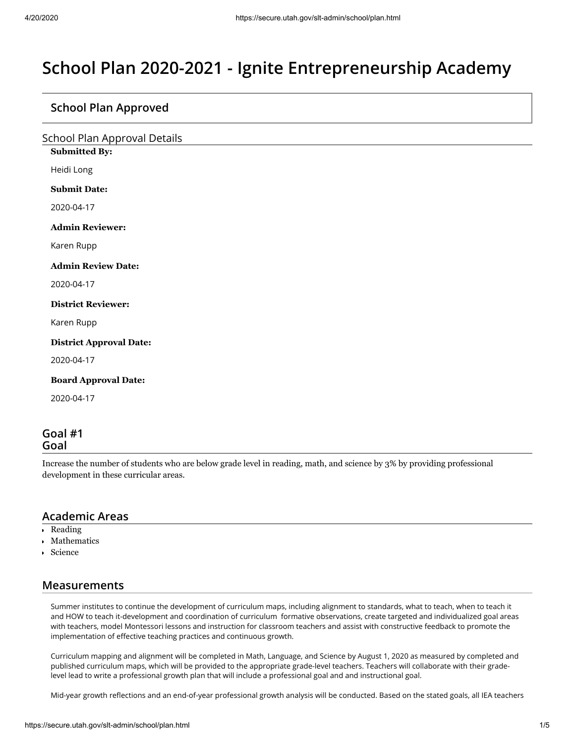# School Plan 2020-2021 - Ignite Entrepreneurship Academy

## School Plan Approved

### School Plan Approval Details

**Submitted By:**

Heidi Long

**Submit Date:**

2020-04-17

**Admin Reviewer:**

Karen Rupp

**Admin Review Date:**

2020-04-17

**District Reviewer:**

Karen Rupp

**District Approval Date:**

2020-04-17

**Board Approval Date:**

2020-04-17

## Goal #1
## Goal

Increase the number of students who are below grade level in reading, math, and science by 3% by providing professional development in these curricular areas.

## Academic Areas

- Reading
- Mathematics
- Science

## Measurements

Summer institutes to continue the development of curriculum maps, including alignment to standards, what to teach, when to teach it and HOW to teach it-development and coordination of curriculum formative observations, create targeted and individualized goal areas with teachers, model Montessori lessons and instruction for classroom teachers and assist with constructive feedback to promote the implementation of effective teaching practices and continuous growth.

Curriculum mapping and alignment will be completed in Math, Language, and Science by August 1, 2020 as measured by completed and published curriculum maps, which will be provided to the appropriate grade-level teachers. Teachers will collaborate with their grade-level lead to write a professional growth plan that will include a professional goal and and instructional goal.

Mid-year growth reflections and an end-of-year professional growth analysis will be conducted. Based on the stated goals, all IEA teachers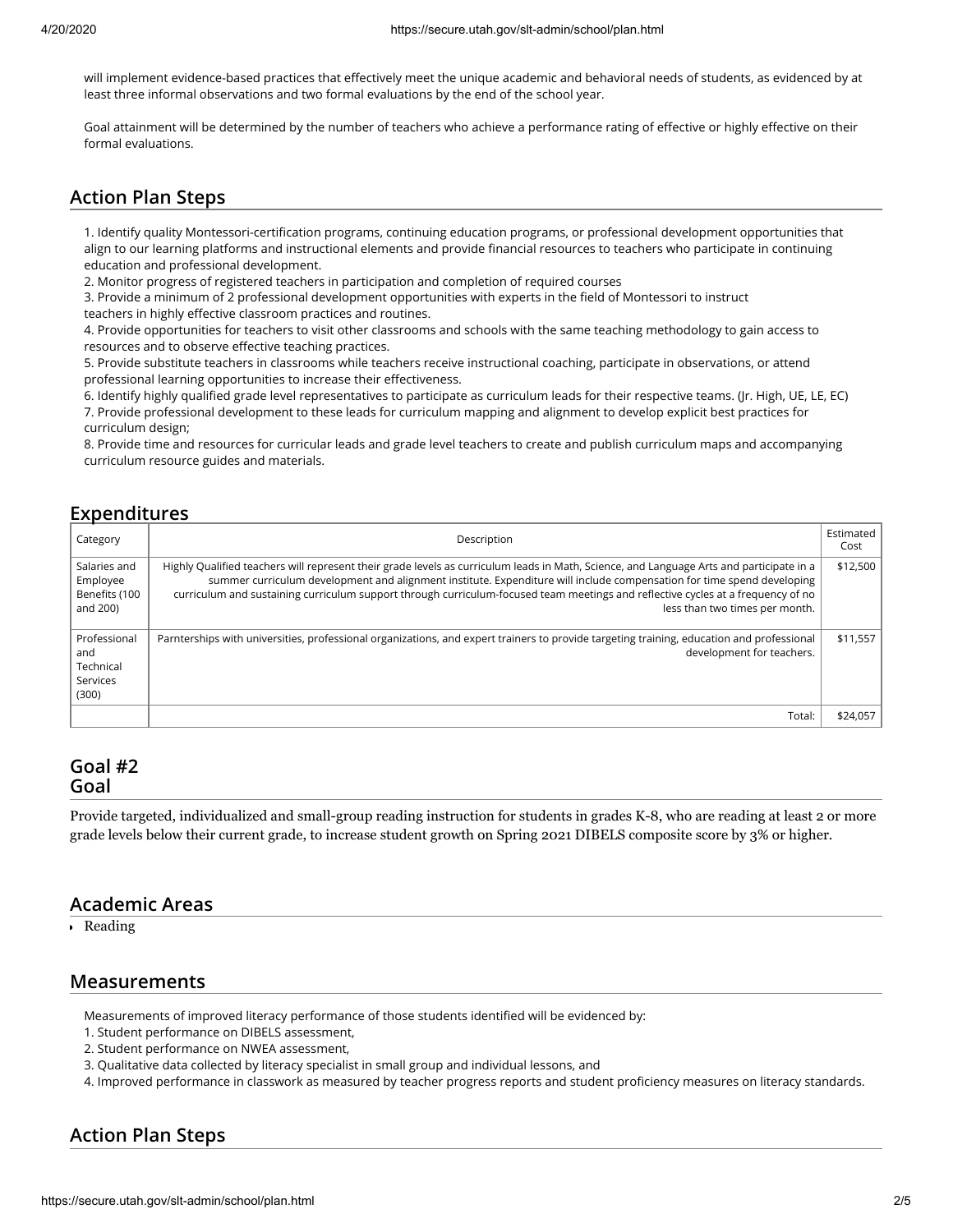will implement evidence-based practices that effectively meet the unique academic and behavioral needs of students, as evidenced by at least three informal observations and two formal evaluations by the end of the school year.

Goal attainment will be determined by the number of teachers who achieve a performance rating of effective or highly effective on their formal evaluations.

## Action Plan Steps

1. Identify quality Montessori-certification programs, continuing education programs, or professional development opportunities that align to our learning platforms and instructional elements and provide financial resources to teachers who participate in continuing education and professional development.
2. Monitor progress of registered teachers in participation and completion of required courses
3. Provide a minimum of 2 professional development opportunities with experts in the field of Montessori to instruct teachers in highly effective classroom practices and routines.
4. Provide opportunities for teachers to visit other classrooms and schools with the same teaching methodology to gain access to resources and to observe effective teaching practices.
5. Provide substitute teachers in classrooms while teachers receive instructional coaching, participate in observations, or attend professional learning opportunities to increase their effectiveness.
6. Identify highly qualified grade level representatives to participate as curriculum leads for their respective teams. (Jr. High, UE, LE, EC)
7. Provide professional development to these leads for curriculum mapping and alignment to develop explicit best practices for curriculum design;
8. Provide time and resources for curricular leads and grade level teachers to create and publish curriculum maps and accompanying curriculum resource guides and materials.

## Expenditures

| Category | Description | Estimated Cost |
|---|---|---|
| Salaries and Employee Benefits (100 and 200) | Highly Qualified teachers will represent their grade levels as curriculum leads in Math, Science, and Language Arts and participate in a summer curriculum development and alignment institute. Expenditure will include compensation for time spend developing curriculum and sustaining curriculum support through curriculum-focused team meetings and reflective cycles at a frequency of no less than two times per month. | $12,500 |
| Professional and Technical Services (300) | Parnterships with universities, professional organizations, and expert trainers to provide targeting training, education and professional development for teachers. | $11,557 |
| | Total: | $24,057 |

## Goal #2
## Goal

Provide targeted, individualized and small-group reading instruction for students in grades K-8, who are reading at least 2 or more grade levels below their current grade, to increase student growth on Spring 2021 DIBELS composite score by 3% or higher.

## Academic Areas

- Reading

## Measurements

Measurements of improved literacy performance of those students identified will be evidenced by:
1. Student performance on DIBELS assessment,
2. Student performance on NWEA assessment,
3. Qualitative data collected by literacy specialist in small group and individual lessons, and
4. Improved performance in classwork as measured by teacher progress reports and student proficiency measures on literacy standards.

## Action Plan Steps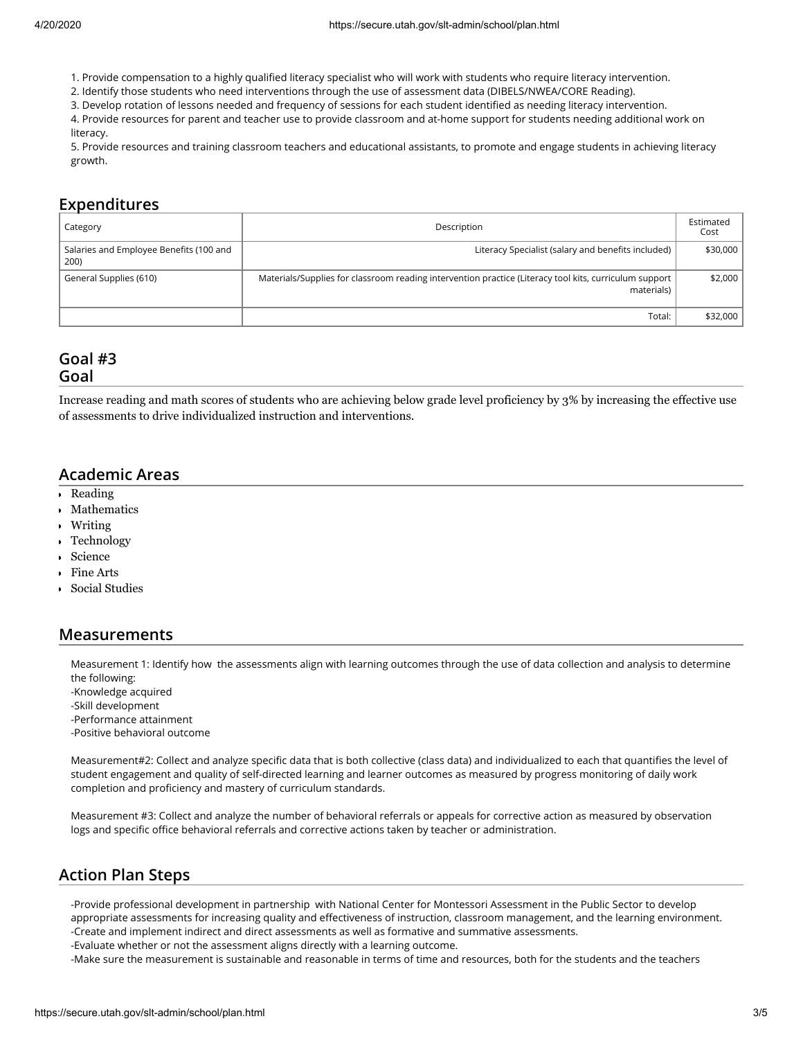1. Provide compensation to a highly qualified literacy specialist who will work with students who require literacy intervention.
2. Identify those students who need interventions through the use of assessment data (DIBELS/NWEA/CORE Reading).
3. Develop rotation of lessons needed and frequency of sessions for each student identified as needing literacy intervention.
4. Provide resources for parent and teacher use to provide classroom and at-home support for students needing additional work on literacy.
5. Provide resources and training classroom teachers and educational assistants, to promote and engage students in achieving literacy growth.

## Expenditures

| Category | Description | Estimated Cost |
|---|---|---|
| Salaries and Employee Benefits (100 and 200) | Literacy Specialist (salary and benefits included) | $30,000 |
| General Supplies (610) | Materials/Supplies for classroom reading intervention practice (Literacy tool kits, curriculum support materials) | $2,000 |
| | Total: | $32,000 |

## Goal #3
## Goal

Increase reading and math scores of students who are achieving below grade level proficiency by 3% by increasing the effective use of assessments to drive individualized instruction and interventions.

## Academic Areas

- Reading
- Mathematics
- Writing
- Technology
- Science
- Fine Arts
- Social Studies

## Measurements

Measurement 1: Identify how the assessments align with learning outcomes through the use of data collection and analysis to determine the following:
-Knowledge acquired
-Skill development
-Performance attainment
-Positive behavioral outcome

Measurement#2: Collect and analyze specific data that is both collective (class data) and individualized to each that quantifies the level of student engagement and quality of self-directed learning and learner outcomes as measured by progress monitoring of daily work completion and proficiency and mastery of curriculum standards.

Measurement #3: Collect and analyze the number of behavioral referrals or appeals for corrective action as measured by observation logs and specific office behavioral referrals and corrective actions taken by teacher or administration.

## Action Plan Steps

-Provide professional development in partnership with National Center for Montessori Assessment in the Public Sector to develop appropriate assessments for increasing quality and effectiveness of instruction, classroom management, and the learning environment.
-Create and implement indirect and direct assessments as well as formative and summative assessments.
-Evaluate whether or not the assessment aligns directly with a learning outcome.
-Make sure the measurement is sustainable and reasonable in terms of time and resources, both for the students and the teachers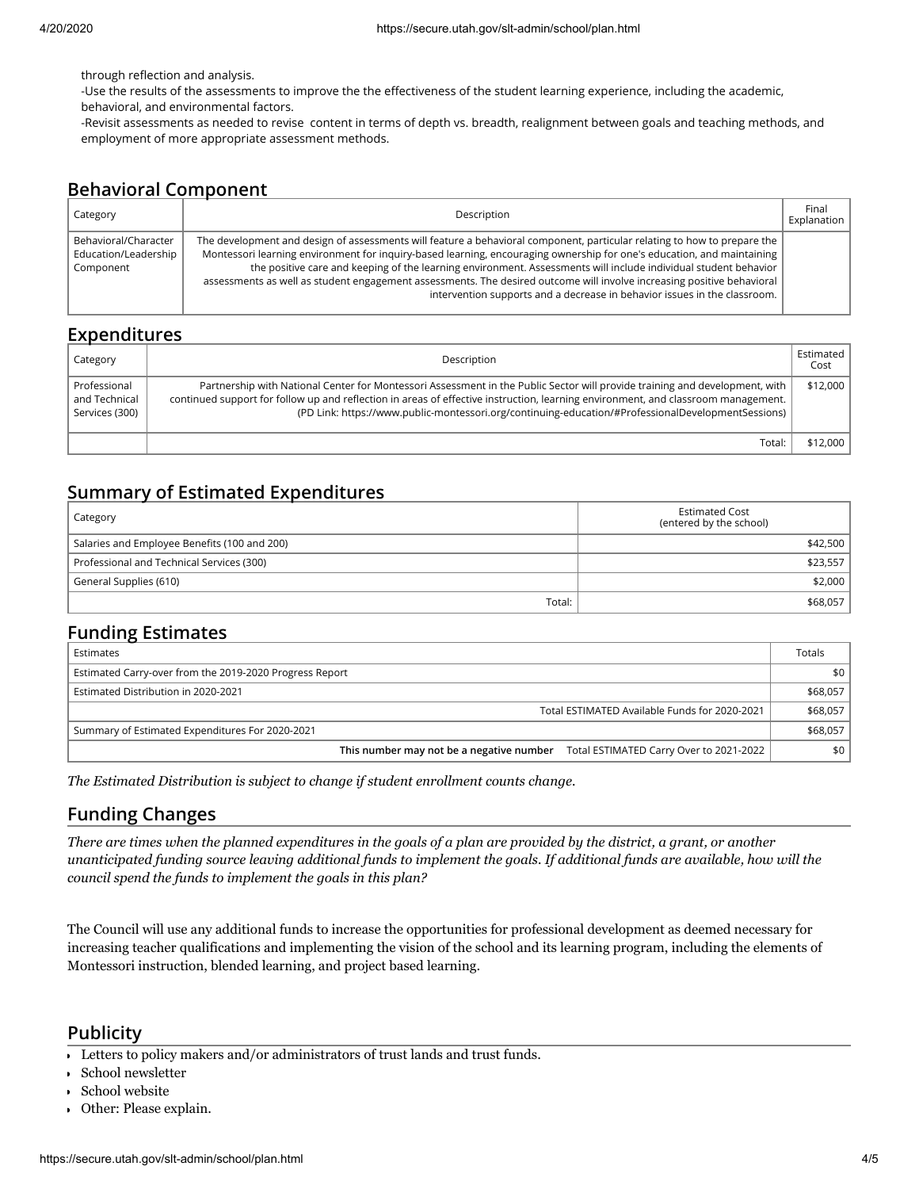through reflection and analysis.
-Use the results of the assessments to improve the the effectiveness of the student learning experience, including the academic, behavioral, and environmental factors.
-Revisit assessments as needed to revise content in terms of depth vs. breadth, realignment between goals and teaching methods, and employment of more appropriate assessment methods.

## Behavioral Component

| Category | Description | Final Explanation |
|---|---|---|
| Behavioral/Character Education/Leadership Component | The development and design of assessments will feature a behavioral component, particular relating to how to prepare the Montessori learning environment for inquiry-based learning, encouraging ownership for one's education, and maintaining the positive care and keeping of the learning environment. Assessments will include individual student behavior assessments as well as student engagement assessments. The desired outcome will involve increasing positive behavioral intervention supports and a decrease in behavior issues in the classroom. | |

## Expenditures

| Category | Description | Estimated Cost |
|---|---|---|
| Professional and Technical Services (300) | Partnership with National Center for Montessori Assessment in the Public Sector will provide training and development, with continued support for follow up and reflection in areas of effective instruction, learning environment, and classroom management. (PD Link: https://www.public-montessori.org/continuing-education/#ProfessionalDevelopmentSessions) | $12,000 |
| | Total: | $12,000 |

## Summary of Estimated Expenditures

| Category | Estimated Cost (entered by the school) |
|---|---|
| Salaries and Employee Benefits (100 and 200) | $42,500 |
| Professional and Technical Services (300) | $23,557 |
| General Supplies (610) | $2,000 |
| Total: | $68,057 |

## Funding Estimates

| Estimates | Totals |
|---|---|
| Estimated Carry-over from the 2019-2020 Progress Report | $0 |
| Estimated Distribution in 2020-2021 | $68,057 |
| Total ESTIMATED Available Funds for 2020-2021 | $68,057 |
| Summary of Estimated Expenditures For 2020-2021 | $68,057 |
| **This number may not be a negative number** Total ESTIMATED Carry Over to 2021-2022 | $0 |

*The Estimated Distribution is subject to change if student enrollment counts change.*

## Funding Changes

*There are times when the planned expenditures in the goals of a plan are provided by the district, a grant, or another unanticipated funding source leaving additional funds to implement the goals. If additional funds are available, how will the council spend the funds to implement the goals in this plan?*

The Council will use any additional funds to increase the opportunities for professional development as deemed necessary for increasing teacher qualifications and implementing the vision of the school and its learning program, including the elements of Montessori instruction, blended learning, and project based learning.

## Publicity

- Letters to policy makers and/or administrators of trust lands and trust funds.
- School newsletter
- School website
- Other: Please explain.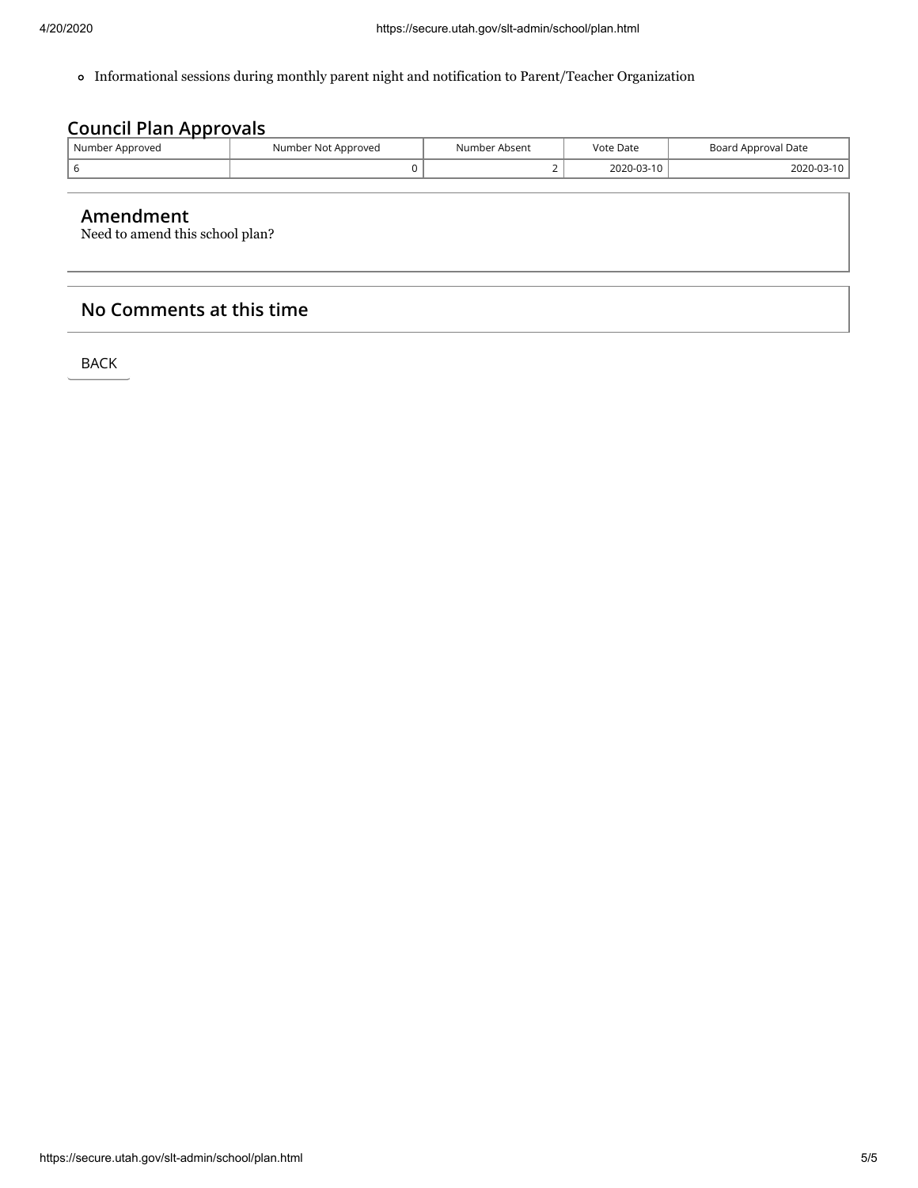- Informational sessions during monthly parent night and notification to Parent/Teacher Organization

## Council Plan Approvals

| Number Approved | Number Not Approved | Number Absent | Vote Date | Board Approval Date |
|---|---|---|---|---|
| 6 | 0 | 2 | 2020-03-10 | 2020-03-10 |

## Amendment

Need to amend this school plan?

## No Comments at this time

BACK